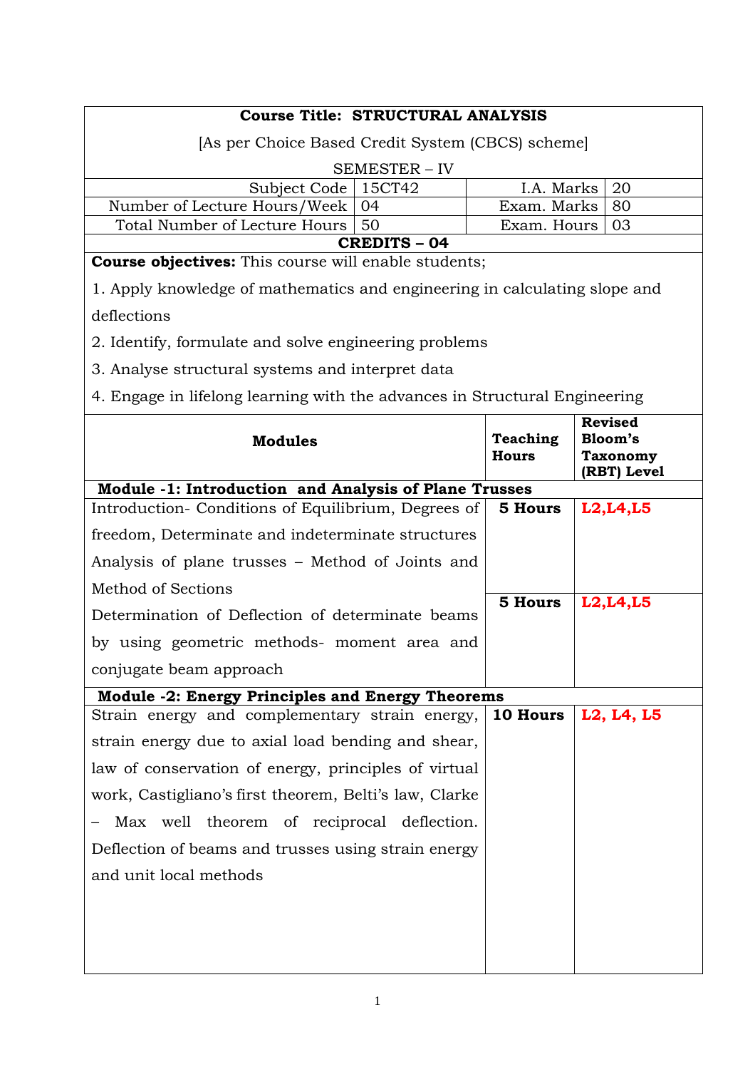**Course Title: STRUCTURAL ANALYSIS**

[As per Choice Based Credit System (CBCS) scheme]

SEMESTER – IV

| Subject Code | 15CT42 | I.A. Marks | 20 |
|---|---|---|---|
| Number of Lecture Hours/Week | 04 | Exam. Marks | 80 |
| Total Number of Lecture Hours | 50 | Exam. Hours | 03 |

**CREDITS – 04**

**Course objectives:** This course will enable students;

1. Apply knowledge of mathematics and engineering in calculating slope and deflections
2. Identify, formulate and solve engineering problems
3. Analyse structural systems and interpret data
4. Engage in lifelong learning with the advances in Structural Engineering

| Modules | Teaching Hours | Revised Bloom's Taxonomy (RBT) Level |
|---|---|---|
| **Module -1: Introduction and Analysis of Plane Trusses** | | |
| Introduction- Conditions of Equilibrium, Degrees of freedom, Determinate and indeterminate structures Analysis of plane trusses – Method of Joints and Method of Sections | **5 Hours** | **L2,L4,L5** |
| Determination of Deflection of determinate beams by using geometric methods- moment area and conjugate beam approach | **5 Hours** | **L2,L4,L5** |
| **Module -2: Energy Principles and Energy Theorems** | | |
| Strain energy and complementary strain energy, strain energy due to axial load bending and shear, law of conservation of energy, principles of virtual work, Castigliano's first theorem, Belti's law, Clarke – Max well theorem of reciprocal deflection. Deflection of beams and trusses using strain energy and unit local methods | **10 Hours** | **L2, L4, L5** |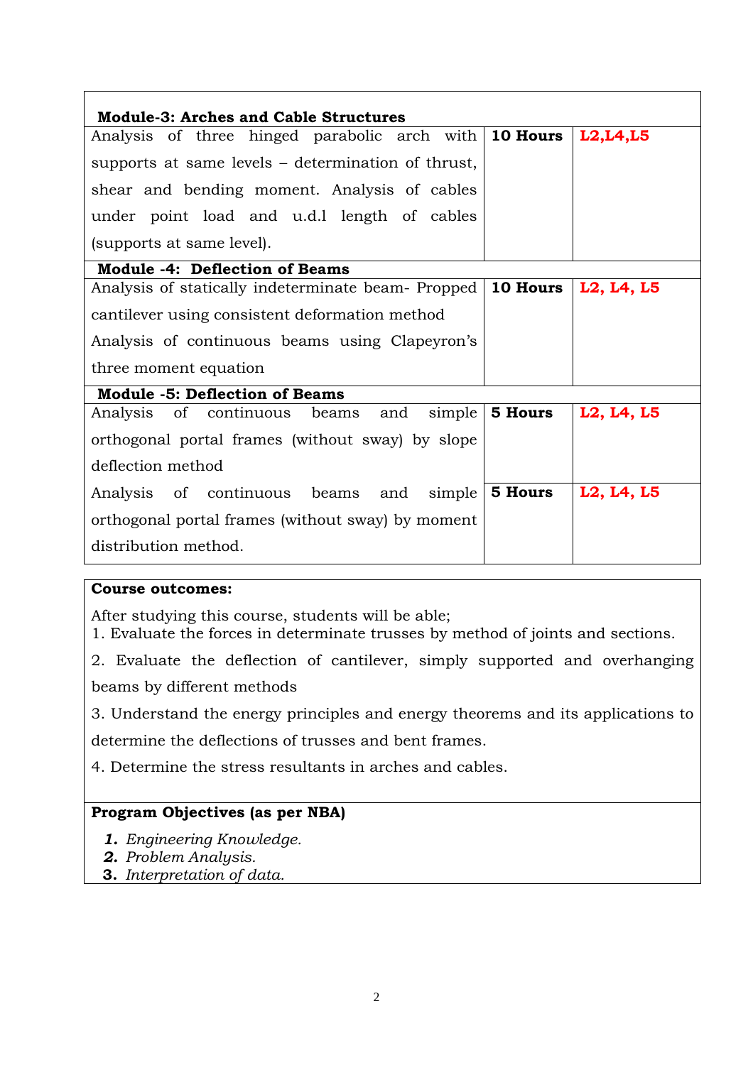| **Module-3: Arches and Cable Structures** | | |
|---|---|---|
| Analysis of three hinged parabolic arch with supports at same levels – determination of thrust, shear and bending moment. Analysis of cables under point load and u.d.l length of cables (supports at same level). | **10 Hours** | **L2,L4,L5** |
| **Module -4: Deflection of Beams** | | |
| Analysis of statically indeterminate beam- Propped cantilever using consistent deformation method Analysis of continuous beams using Clapeyron's three moment equation | **10 Hours** | **L2, L4, L5** |
| **Module -5: Deflection of Beams** | | |
| Analysis of continuous beams and simple orthogonal portal frames (without sway) by slope deflection method | **5 Hours** | **L2, L4, L5** |
| Analysis of continuous beams and simple orthogonal portal frames (without sway) by moment distribution method. | **5 Hours** | **L2, L4, L5** |

**Course outcomes:**

After studying this course, students will be able;

1. Evaluate the forces in determinate trusses by method of joints and sections.
2. Evaluate the deflection of cantilever, simply supported and overhanging beams by different methods
3. Understand the energy principles and energy theorems and its applications to determine the deflections of trusses and bent frames.
4. Determine the stress resultants in arches and cables.

**Program Objectives (as per NBA)**

1. *Engineering Knowledge.*
2. *Problem Analysis.*
3. *Interpretation of data.*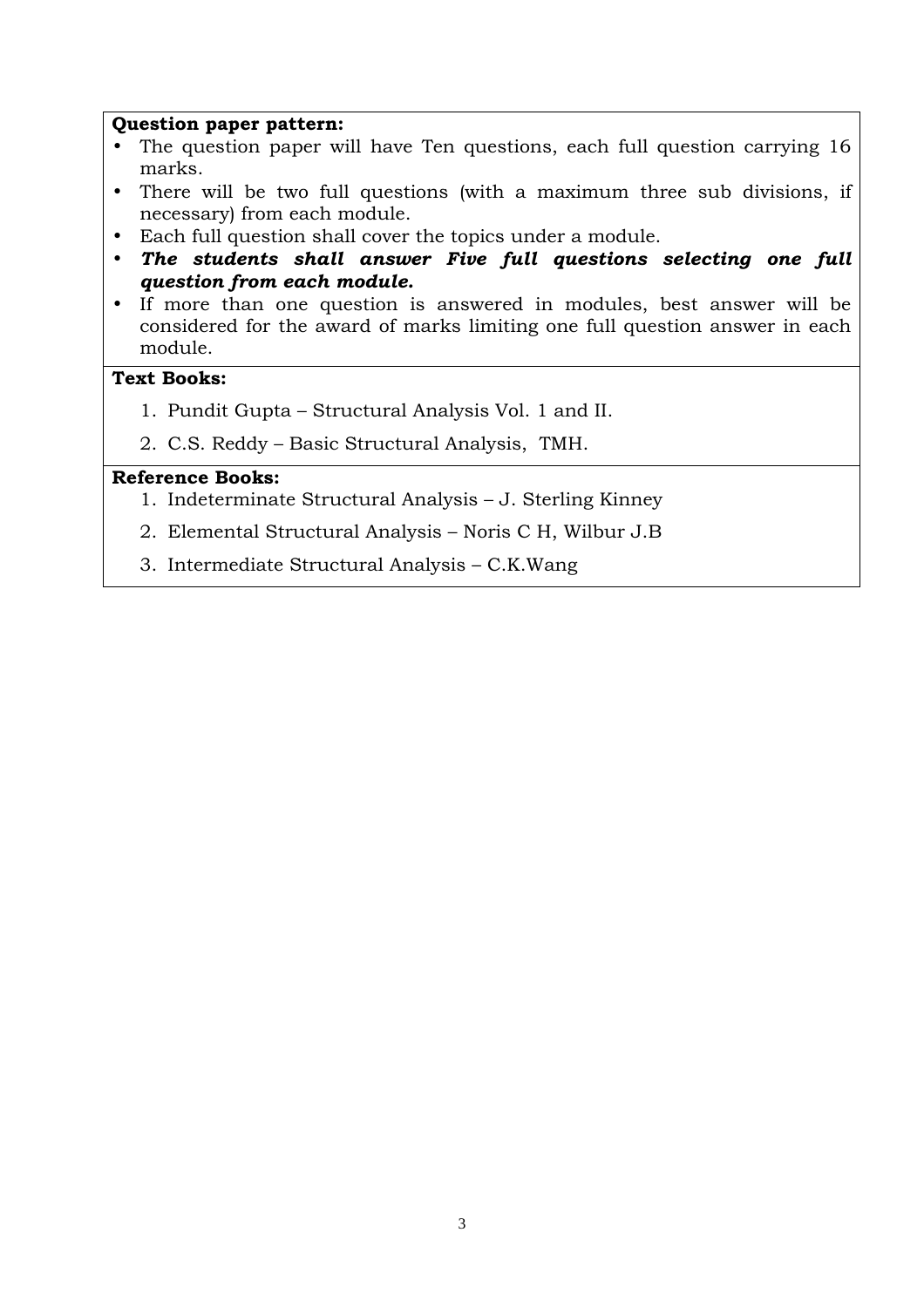**Question paper pattern:**

- The question paper will have Ten questions, each full question carrying 16 marks.
- There will be two full questions (with a maximum three sub divisions, if necessary) from each module.
- Each full question shall cover the topics under a module.
- ***The students shall answer Five full questions selecting one full question from each module.***
- If more than one question is answered in modules, best answer will be considered for the award of marks limiting one full question answer in each module.

**Text Books:**

1. Pundit Gupta – Structural Analysis Vol. 1 and II.
2. C.S. Reddy – Basic Structural Analysis, TMH.

**Reference Books:**

1. Indeterminate Structural Analysis – J. Sterling Kinney
2. Elemental Structural Analysis – Noris C H, Wilbur J.B
3. Intermediate Structural Analysis – C.K.Wang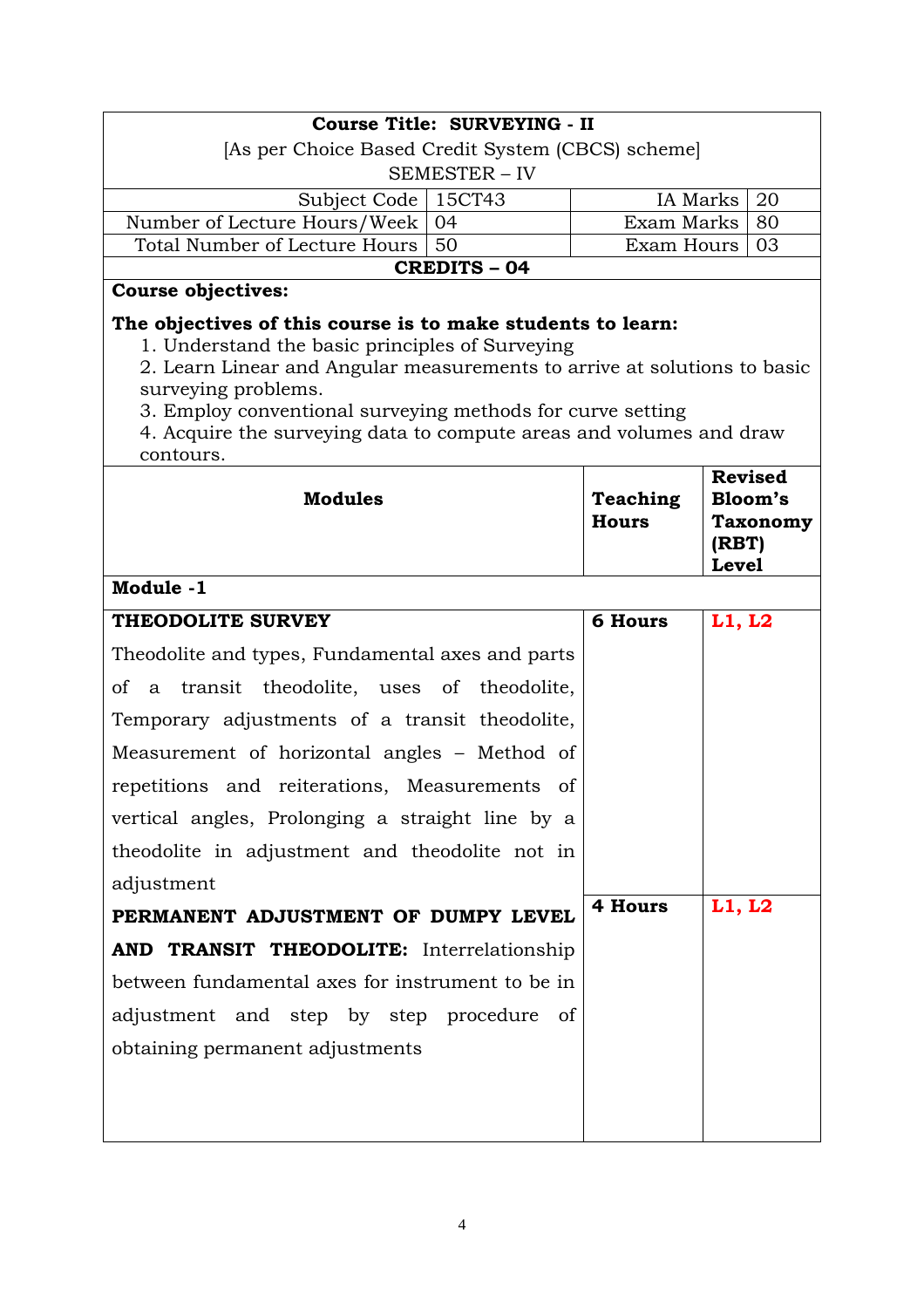| **Course Title: SURVEYING - II** | | | |
|---|---|---|---|
| [As per Choice Based Credit System (CBCS) scheme] | | | |
| SEMESTER – IV | | | |
| Subject Code | 15CT43 | IA Marks | 20 |
| Number of Lecture Hours/Week | 04 | Exam Marks | 80 |
| Total Number of Lecture Hours | 50 | Exam Hours | 03 |
| **CREDITS – 04** | | | |

**Course objectives:**

**The objectives of this course is to make students to learn:**

1. Understand the basic principles of Surveying
2. Learn Linear and Angular measurements to arrive at solutions to basic surveying problems.
3. Employ conventional surveying methods for curve setting
4. Acquire the surveying data to compute areas and volumes and draw contours.

| **Modules** | **Teaching Hours** | **Revised Bloom's Taxonomy (RBT) Level** |
|---|---|---|
| **Module -1** | | |
| **THEODOLITE SURVEY** Theodolite and types, Fundamental axes and parts of a transit theodolite, uses of theodolite, Temporary adjustments of a transit theodolite, Measurement of horizontal angles – Method of repetitions and reiterations, Measurements of vertical angles, Prolonging a straight line by a theodolite in adjustment and theodolite not in adjustment | **6 Hours** | **L1, L2** |
| **PERMANENT ADJUSTMENT OF DUMPY LEVEL AND TRANSIT THEODOLITE:** Interrelationship between fundamental axes for instrument to be in adjustment and step by step procedure of obtaining permanent adjustments | **4 Hours** | **L1, L2** |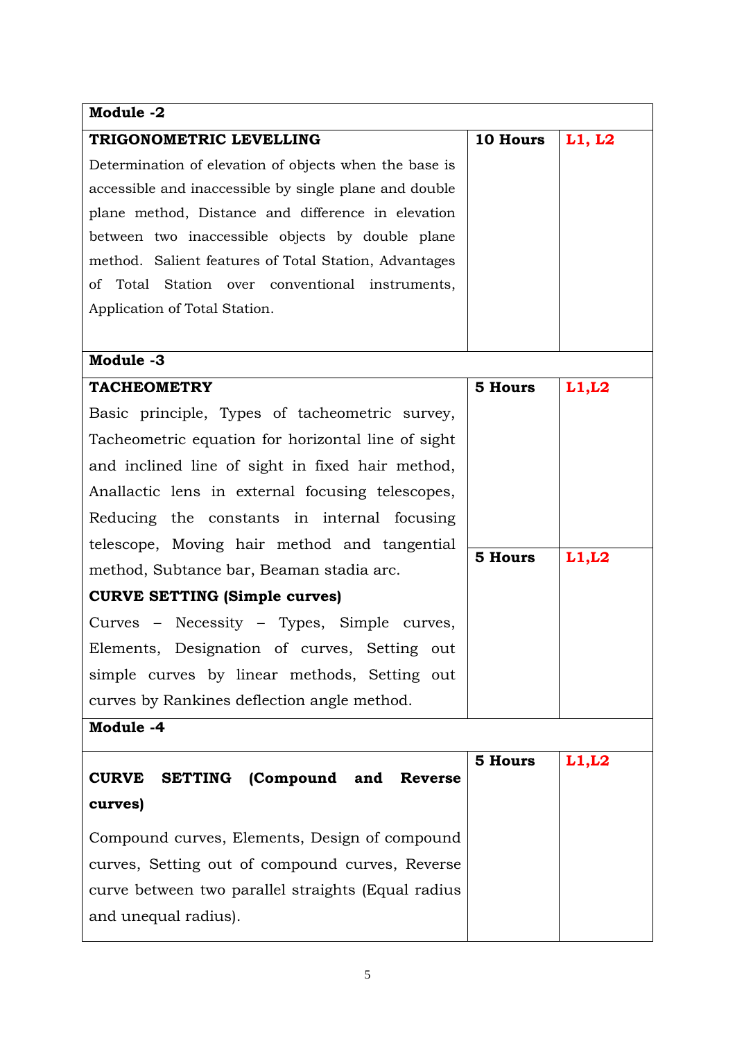| Module -2 | | |
|---|---|---|
| **TRIGONOMETRIC LEVELLING**<br>Determination of elevation of objects when the base is accessible and inaccessible by single plane and double plane method, Distance and difference in elevation between two inaccessible objects by double plane method. Salient features of Total Station, Advantages of Total Station over conventional instruments, Application of Total Station. | **10 Hours** | **L1, L2** |
| **Module -3** | | |
| **TACHEOMETRY**<br>Basic principle, Types of tacheometric survey, Tacheometric equation for horizontal line of sight and inclined line of sight in fixed hair method, Anallactic lens in external focusing telescopes, Reducing the constants in internal focusing telescope, Moving hair method and tangential method, Subtance bar, Beaman stadia arc. | **5 Hours** | **L1,L2** |
| **CURVE SETTING (Simple curves)**<br>Curves – Necessity – Types, Simple curves, Elements, Designation of curves, Setting out simple curves by linear methods, Setting out curves by Rankines deflection angle method. | **5 Hours** | **L1,L2** |
| **Module -4** | | |
| **CURVE SETTING (Compound and Reverse curves)**<br>Compound curves, Elements, Design of compound curves, Setting out of compound curves, Reverse curve between two parallel straights (Equal radius and unequal radius). | **5 Hours** | **L1,L2** |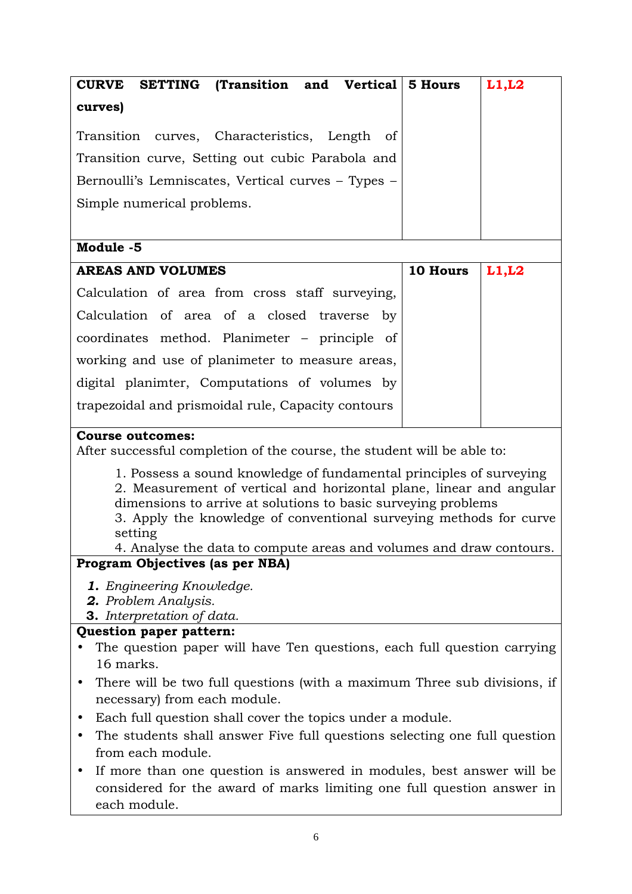| **CURVE SETTING (Transition and Vertical curves)**<br><br>Transition curves, Characteristics, Length of Transition curve, Setting out cubic Parabola and Bernoulli's Lemniscates, Vertical curves – Types – Simple numerical problems. | **5 Hours** | **L1,L2** |
|---|---|---|
| **Module -5** | | |
| **AREAS AND VOLUMES**<br><br>Calculation of area from cross staff surveying, Calculation of area of a closed traverse by coordinates method. Planimeter – principle of working and use of planimeter to measure areas, digital planimter, Computations of volumes by trapezoidal and prismoidal rule, Capacity contours | **10 Hours** | **L1,L2** |

**Course outcomes:**

After successful completion of the course, the student will be able to:

1. Possess a sound knowledge of fundamental principles of surveying
2. Measurement of vertical and horizontal plane, linear and angular dimensions to arrive at solutions to basic surveying problems
3. Apply the knowledge of conventional surveying methods for curve setting
4. Analyse the data to compute areas and volumes and draw contours.

**Program Objectives (as per NBA)**

1. *Engineering Knowledge.*
2. *Problem Analysis.*
3. *Interpretation of data.*

**Question paper pattern:**

- The question paper will have Ten questions, each full question carrying 16 marks.
- There will be two full questions (with a maximum Three sub divisions, if necessary) from each module.
- Each full question shall cover the topics under a module.
- The students shall answer Five full questions selecting one full question from each module.
- If more than one question is answered in modules, best answer will be considered for the award of marks limiting one full question answer in each module.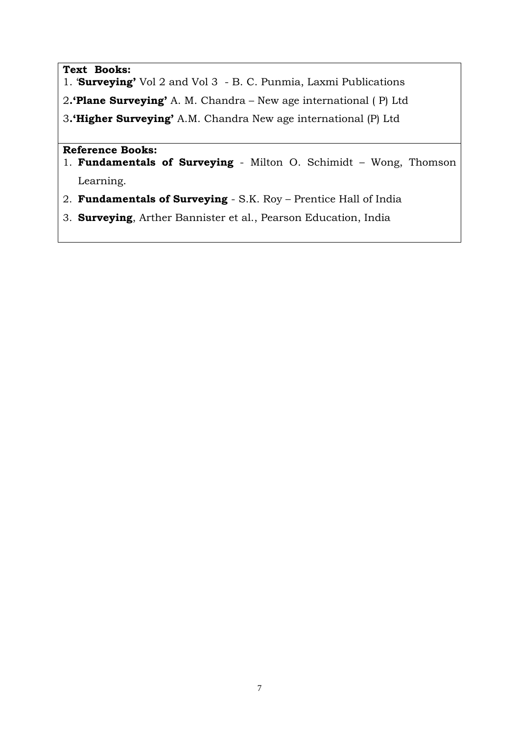**Text Books:**

1. '**Surveying'** Vol 2 and Vol 3 - B. C. Punmia, Laxmi Publications
2. **'Plane Surveying'** A. M. Chandra – New age international ( P) Ltd
3. **'Higher Surveying'** A.M. Chandra New age international (P) Ltd

**Reference Books:**

1. **Fundamentals of Surveying** - Milton O. Schimidt – Wong, Thomson Learning.
2. **Fundamentals of Surveying** - S.K. Roy – Prentice Hall of India
3. **Surveying**, Arther Bannister et al., Pearson Education, India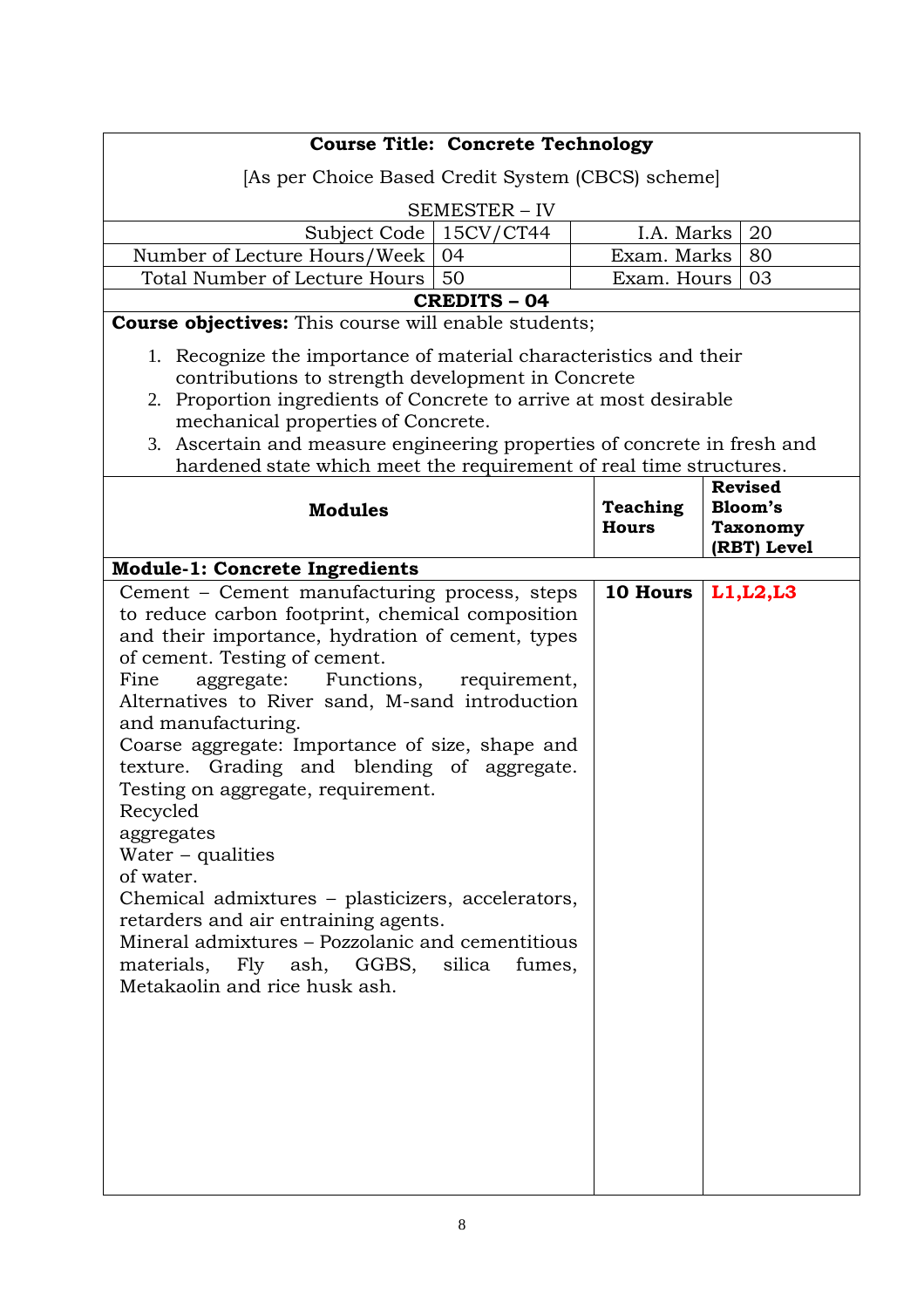| Course Title: Concrete Technology | | | |
|---|---|---|---|
| [As per Choice Based Credit System (CBCS) scheme] | | | |
| SEMESTER – IV | | | |
| Subject Code | 15CV/CT44 | I.A. Marks | 20 |
| Number of Lecture Hours/Week | 04 | Exam. Marks | 80 |
| Total Number of Lecture Hours | 50 | Exam. Hours | 03 |
| **CREDITS – 04** | | | |

**Course objectives:** This course will enable students;

1. Recognize the importance of material characteristics and their contributions to strength development in Concrete
2. Proportion ingredients of Concrete to arrive at most desirable mechanical properties of Concrete.
3. Ascertain and measure engineering properties of concrete in fresh and hardened state which meet the requirement of real time structures.

| **Modules** | **Teaching Hours** | **Revised Bloom's Taxonomy (RBT) Level** |
|---|---|---|
| **Module-1: Concrete Ingredients** | | |
| Cement – Cement manufacturing process, steps to reduce carbon footprint, chemical composition and their importance, hydration of cement, types of cement. Testing of cement. Fine aggregate: Functions, requirement, Alternatives to River sand, M-sand introduction and manufacturing. Coarse aggregate: Importance of size, shape and texture. Grading and blending of aggregate. Testing on aggregate, requirement. Recycled aggregates Water – qualities of water. Chemical admixtures – plasticizers, accelerators, retarders and air entraining agents. Mineral admixtures – Pozzolanic and cementitious materials, Fly ash, GGBS, silica fumes, Metakaolin and rice husk ash. | **10 Hours** | **L1,L2,L3** |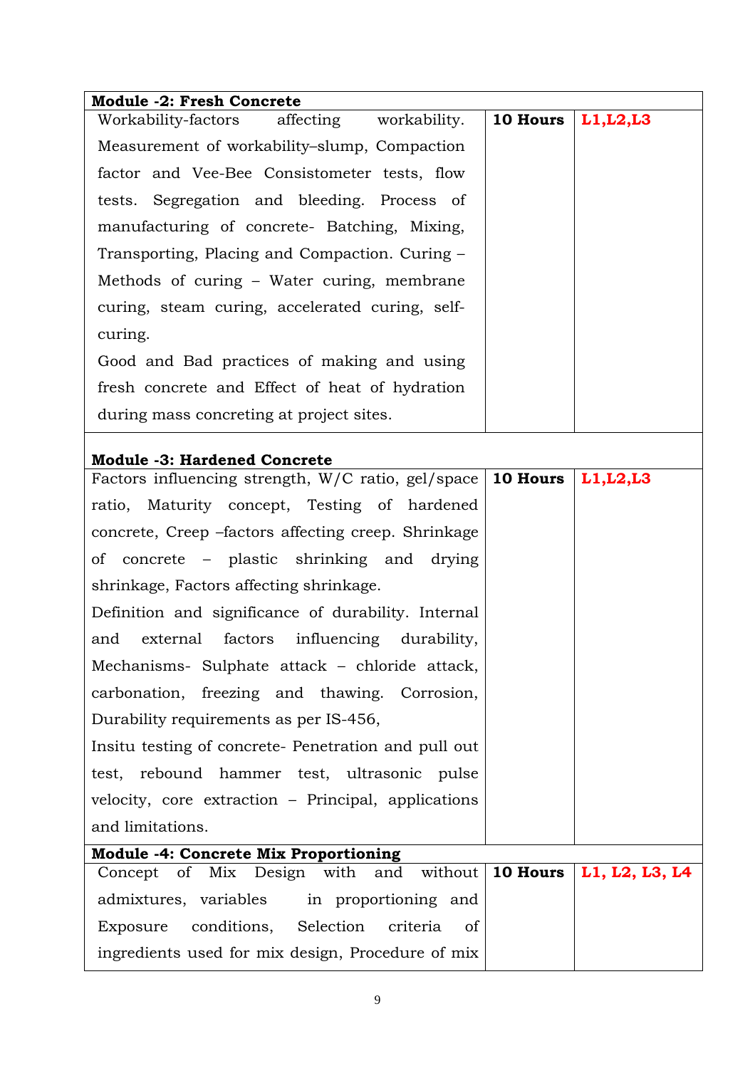| Module -2: Fresh Concrete | | |
|---|---|---|
| Workability-factors affecting workability. Measurement of workability–slump, Compaction factor and Vee-Bee Consistometer tests, flow tests. Segregation and bleeding. Process of manufacturing of concrete- Batching, Mixing, Transporting, Placing and Compaction. Curing – Methods of curing – Water curing, membrane curing, steam curing, accelerated curing, self-curing.<br>Good and Bad practices of making and using fresh concrete and Effect of heat of hydration during mass concreting at project sites. | **10 Hours** | **L1,L2,L3** |
| **Module -3: Hardened Concrete** | | |
| Factors influencing strength, W/C ratio, gel/space ratio, Maturity concept, Testing of hardened concrete, Creep –factors affecting creep. Shrinkage of concrete – plastic shrinking and drying shrinkage, Factors affecting shrinkage.<br>Definition and significance of durability. Internal and external factors influencing durability, Mechanisms- Sulphate attack – chloride attack, carbonation, freezing and thawing. Corrosion, Durability requirements as per IS-456,<br>Insitu testing of concrete- Penetration and pull out test, rebound hammer test, ultrasonic pulse velocity, core extraction – Principal, applications and limitations. | **10 Hours** | **L1,L2,L3** |
| **Module -4: Concrete Mix Proportioning** | | |
| Concept of Mix Design with and without admixtures, variables in proportioning and Exposure conditions, Selection criteria of ingredients used for mix design, Procedure of mix | **10 Hours** | **L1, L2, L3, L4** |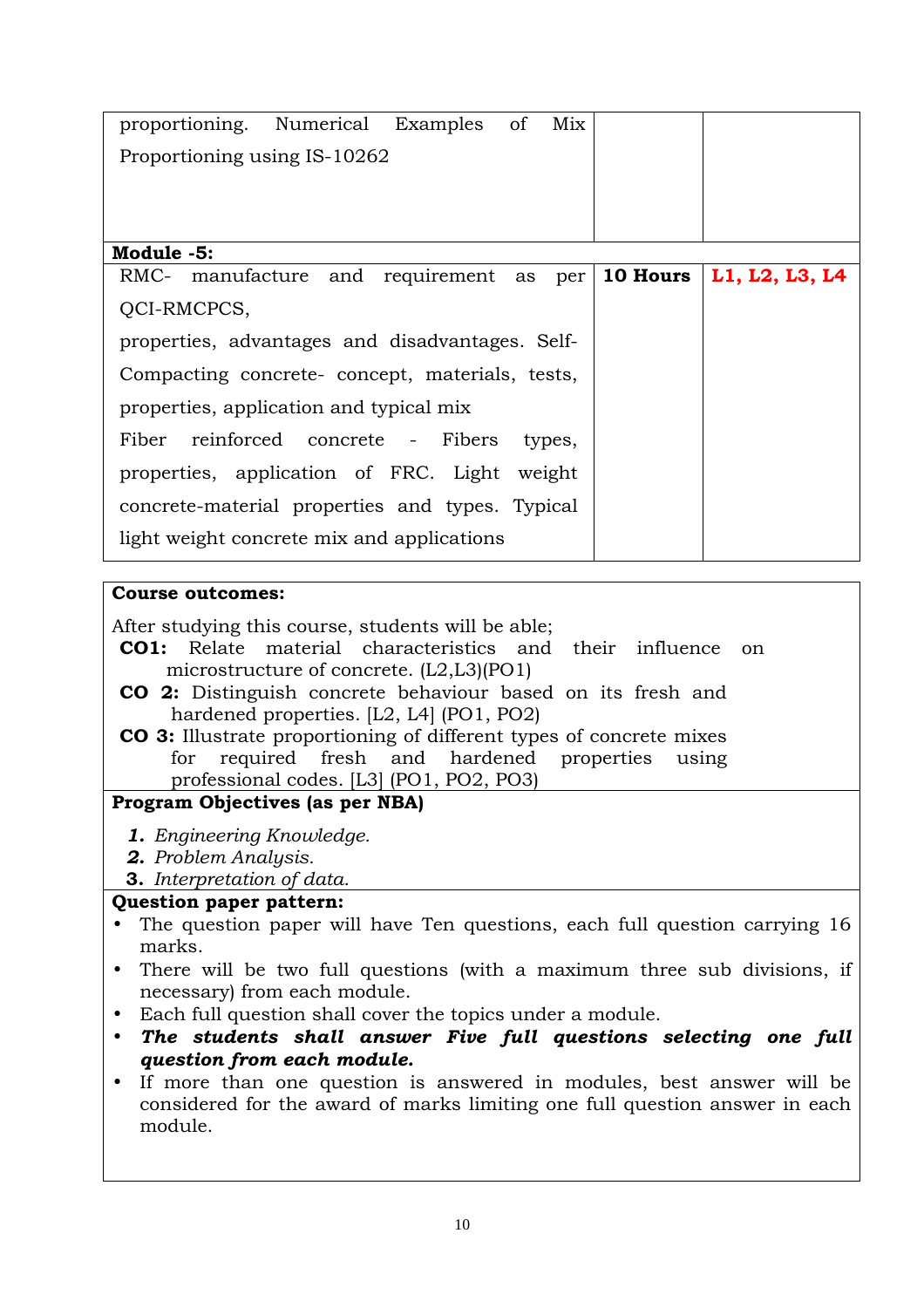| | | |
|---|---|---|
| proportioning. Numerical Examples of Mix Proportioning using IS-10262 | | |
| **Module -5:** | | |
| RMC- manufacture and requirement as per QCI-RMCPCS, properties, advantages and disadvantages. Self-Compacting concrete- concept, materials, tests, properties, application and typical mix Fiber reinforced concrete - Fibers types, properties, application of FRC. Light weight concrete-material properties and types. Typical light weight concrete mix and applications | **10 Hours** | **L1, L2, L3, L4** |

**Course outcomes:**

After studying this course, students will be able;

**CO1:** Relate material characteristics and their influence on microstructure of concrete. (L2,L3)(PO1)

**CO 2:** Distinguish concrete behaviour based on its fresh and hardened properties. [L2, L4] (PO1, PO2)

**CO 3:** Illustrate proportioning of different types of concrete mixes for required fresh and hardened properties using professional codes. [L3] (PO1, PO2, PO3)

**Program Objectives (as per NBA)**

1. *Engineering Knowledge.*
2. *Problem Analysis.*
3. *Interpretation of data.*

**Question paper pattern:**

- The question paper will have Ten questions, each full question carrying 16 marks.
- There will be two full questions (with a maximum three sub divisions, if necessary) from each module.
- Each full question shall cover the topics under a module.
- ***The students shall answer Five full questions selecting one full question from each module.***
- If more than one question is answered in modules, best answer will be considered for the award of marks limiting one full question answer in each module.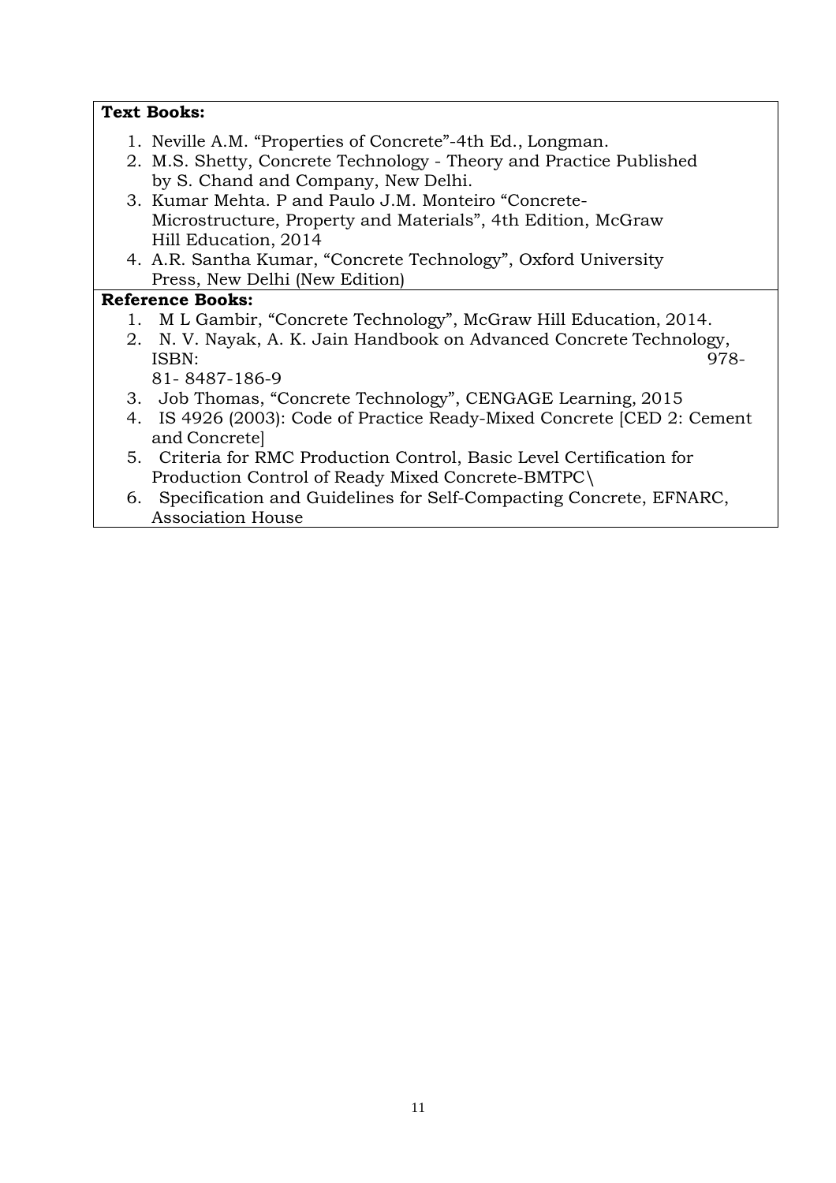**Text Books:**

1. Neville A.M. “Properties of Concrete”-4th Ed., Longman.
2. M.S. Shetty, Concrete Technology - Theory and Practice Published by S. Chand and Company, New Delhi.
3. Kumar Mehta. P and Paulo J.M. Monteiro “Concrete-Microstructure, Property and Materials”, 4th Edition, McGraw Hill Education, 2014
4. A.R. Santha Kumar, “Concrete Technology”, Oxford University Press, New Delhi (New Edition)

**Reference Books:**

1. M L Gambir, “Concrete Technology”, McGraw Hill Education, 2014.
2. N. V. Nayak, A. K. Jain Handbook on Advanced Concrete Technology, ISBN: 978-81- 8487-186-9
3. Job Thomas, “Concrete Technology”, CENGAGE Learning, 2015
4. IS 4926 (2003): Code of Practice Ready-Mixed Concrete [CED 2: Cement and Concrete]
5. Criteria for RMC Production Control, Basic Level Certification for Production Control of Ready Mixed Concrete-BMTPC\
6. Specification and Guidelines for Self-Compacting Concrete, EFNARC, Association House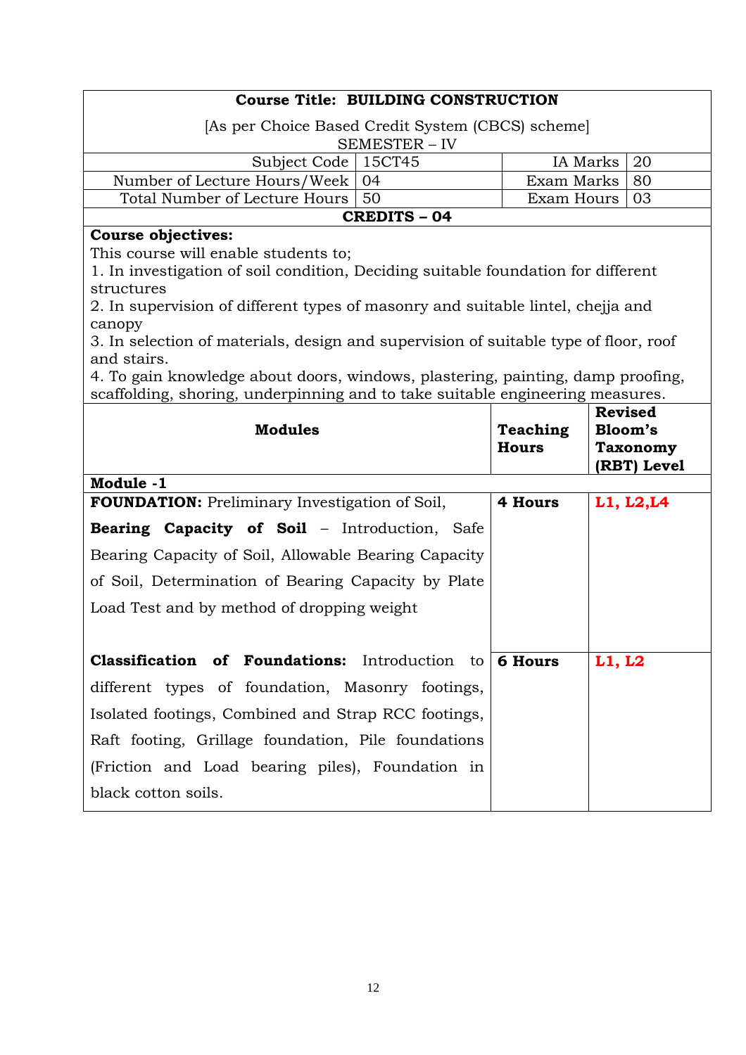**Course Title: BUILDING CONSTRUCTION**

[As per Choice Based Credit System (CBCS) scheme]
SEMESTER – IV

| Subject Code | 15CT45 | IA Marks | 20 |
|---|---|---|---|
| Number of Lecture Hours/Week | 04 | Exam Marks | 80 |
| Total Number of Lecture Hours | 50 | Exam Hours | 03 |

**CREDITS – 04**

**Course objectives:**

This course will enable students to;

1. In investigation of soil condition, Deciding suitable foundation for different structures
2. In supervision of different types of masonry and suitable lintel, chejja and canopy
3. In selection of materials, design and supervision of suitable type of floor, roof and stairs.
4. To gain knowledge about doors, windows, plastering, painting, damp proofing, scaffolding, shoring, underpinning and to take suitable engineering measures.

| Modules | Teaching Hours | Revised Bloom's Taxonomy (RBT) Level |
|---|---|---|
| **Module -1** | | |
| **FOUNDATION:** Preliminary Investigation of Soil, **Bearing Capacity of Soil** – Introduction, Safe Bearing Capacity of Soil, Allowable Bearing Capacity of Soil, Determination of Bearing Capacity by Plate Load Test and by method of dropping weight | **4 Hours** | **L1, L2,L4** |
| **Classification of Foundations:** Introduction to different types of foundation, Masonry footings, Isolated footings, Combined and Strap RCC footings, Raft footing, Grillage foundation, Pile foundations (Friction and Load bearing piles), Foundation in black cotton soils. | **6 Hours** | **L1, L2** |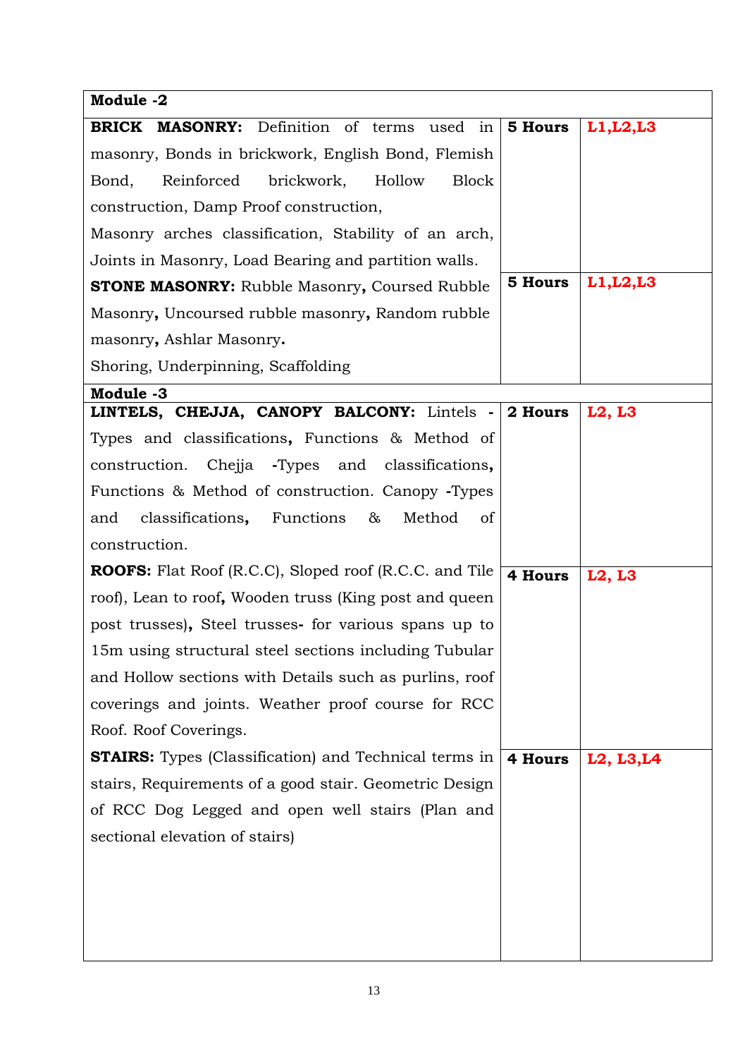| **Module -2** | | |
|---|---|---|
| **BRICK MASONRY:** Definition of terms used in masonry, Bonds in brickwork, English Bond, Flemish Bond, Reinforced brickwork, Hollow Block construction, Damp Proof construction, Masonry arches classification, Stability of an arch, Joints in Masonry, Load Bearing and partition walls. | **5 Hours** | **L1,L2,L3** |
| **STONE MASONRY:** Rubble Masonry**,** Coursed Rubble Masonry**,** Uncoursed rubble masonry**,** Random rubble masonry**,** Ashlar Masonry**.** Shoring, Underpinning, Scaffolding | **5 Hours** | **L1,L2,L3** |
| **Module -3** | | |
| **LINTELS, CHEJJA, CANOPY BALCONY:** Lintels **-** Types and classifications**,** Functions & Method of construction. Chejja **-**Types and classifications**,** Functions & Method of construction. Canopy **-**Types and classifications**,** Functions & Method of construction. | **2 Hours** | **L2, L3** |
| **ROOFS:** Flat Roof (R.C.C), Sloped roof (R.C.C. and Tile roof), Lean to roof**,** Wooden truss (King post and queen post trusses)**,** Steel trusses**-** for various spans up to 15m using structural steel sections including Tubular and Hollow sections with Details such as purlins, roof coverings and joints. Weather proof course for RCC Roof. Roof Coverings. | **4 Hours** | **L2, L3** |
| **STAIRS:** Types (Classification) and Technical terms in stairs, Requirements of a good stair. Geometric Design of RCC Dog Legged and open well stairs (Plan and sectional elevation of stairs) | **4 Hours** | **L2, L3,L4** |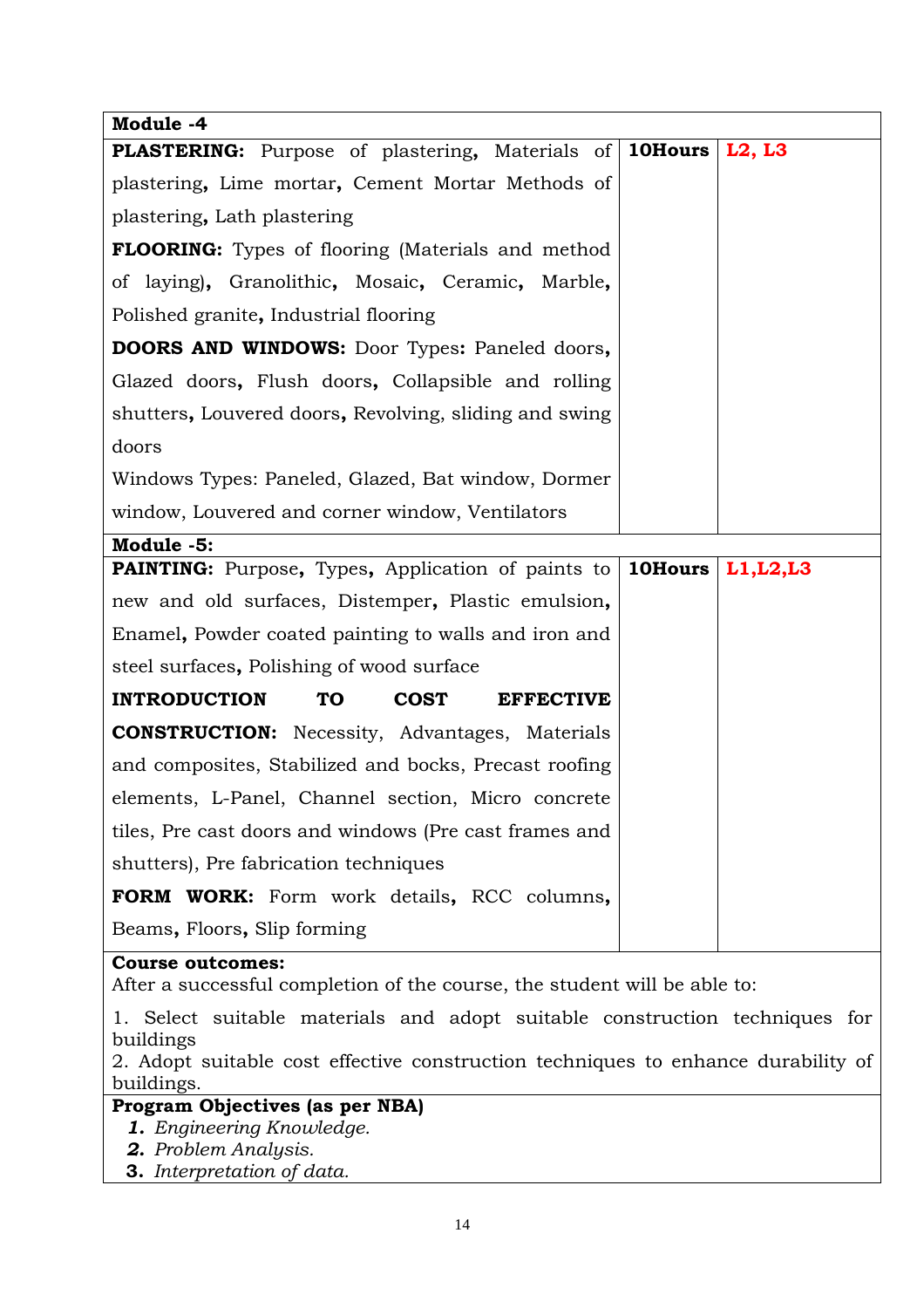| Module -4 | | |
|---|---|---|
| **PLASTERING:** Purpose of plastering, Materials of plastering, Lime mortar, Cement Mortar Methods of plastering, Lath plastering<br>**FLOORING:** Types of flooring (Materials and method of laying), Granolithic, Mosaic, Ceramic, Marble, Polished granite, Industrial flooring<br>**DOORS AND WINDOWS:** Door Types: Paneled doors, Glazed doors, Flush doors, Collapsible and rolling shutters, Louvered doors, Revolving, sliding and swing doors<br>Windows Types: Paneled, Glazed, Bat window, Dormer window, Louvered and corner window, Ventilators | **10Hours** | **L2, L3** |
| **Module -5:** | | |
| **PAINTING:** Purpose, Types, Application of paints to new and old surfaces, Distemper, Plastic emulsion, Enamel, Powder coated painting to walls and iron and steel surfaces, Polishing of wood surface<br>**INTRODUCTION TO COST EFFECTIVE CONSTRUCTION:** Necessity, Advantages, Materials and composites, Stabilized and bocks, Precast roofing elements, L-Panel, Channel section, Micro concrete tiles, Pre cast doors and windows (Pre cast frames and shutters), Pre fabrication techniques<br>**FORM WORK:** Form work details, RCC columns, Beams, Floors, Slip forming | **10Hours** | **L1,L2,L3** |

**Course outcomes:**
After a successful completion of the course, the student will be able to:

1. Select suitable materials and adopt suitable construction techniques for buildings
2. Adopt suitable cost effective construction techniques to enhance durability of buildings.

**Program Objectives (as per NBA)**

1. *Engineering Knowledge.*
2. *Problem Analysis.*
3. *Interpretation of data.*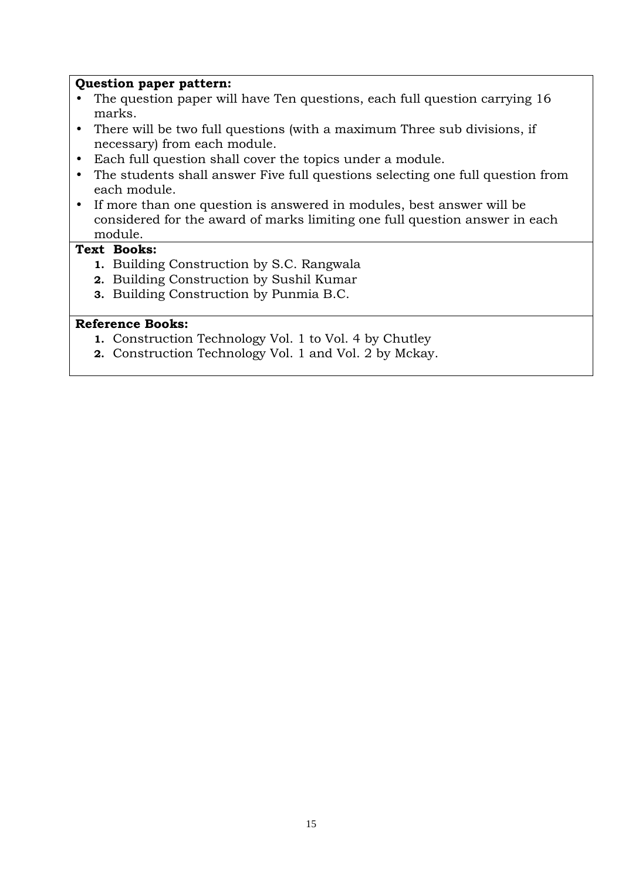**Question paper pattern:**

- The question paper will have Ten questions, each full question carrying 16 marks.
- There will be two full questions (with a maximum Three sub divisions, if necessary) from each module.
- Each full question shall cover the topics under a module.
- The students shall answer Five full questions selecting one full question from each module.
- If more than one question is answered in modules, best answer will be considered for the award of marks limiting one full question answer in each module.

**Text Books:**

1. Building Construction by S.C. Rangwala
2. Building Construction by Sushil Kumar
3. Building Construction by Punmia B.C.

**Reference Books:**

1. Construction Technology Vol. 1 to Vol. 4 by Chutley
2. Construction Technology Vol. 1 and Vol. 2 by Mckay.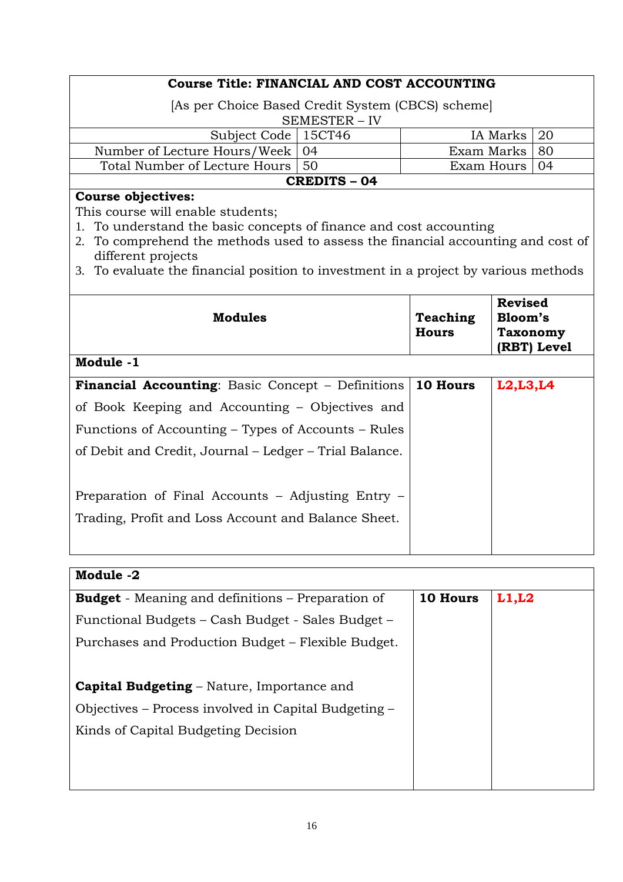**Course Title: FINANCIAL AND COST ACCOUNTING**

[As per Choice Based Credit System (CBCS) scheme]
SEMESTER – IV

| Subject Code | 15CT46 | IA Marks | 20 |
|---|---|---|---|
| Number of Lecture Hours/Week | 04 | Exam Marks | 80 |
| Total Number of Lecture Hours | 50 | Exam Hours | 04 |

**CREDITS – 04**

**Course objectives:**

This course will enable students;

1. To understand the basic concepts of finance and cost accounting
2. To comprehend the methods used to assess the financial accounting and cost of different projects
3. To evaluate the financial position to investment in a project by various methods

| Modules | Teaching Hours | Revised Bloom's Taxonomy (RBT) Level |
|---|---|---|
| **Module -1** | | |
| **Financial Accounting**: Basic Concept – Definitions of Book Keeping and Accounting – Objectives and Functions of Accounting – Types of Accounts – Rules of Debit and Credit, Journal – Ledger – Trial Balance.<br><br>Preparation of Final Accounts – Adjusting Entry – Trading, Profit and Loss Account and Balance Sheet. | **10 Hours** | **L2,L3,L4** |
| **Module -2** | | |
| **Budget** - Meaning and definitions – Preparation of Functional Budgets – Cash Budget - Sales Budget – Purchases and Production Budget – Flexible Budget.<br><br>**Capital Budgeting** – Nature, Importance and Objectives – Process involved in Capital Budgeting – Kinds of Capital Budgeting Decision | **10 Hours** | **L1,L2** |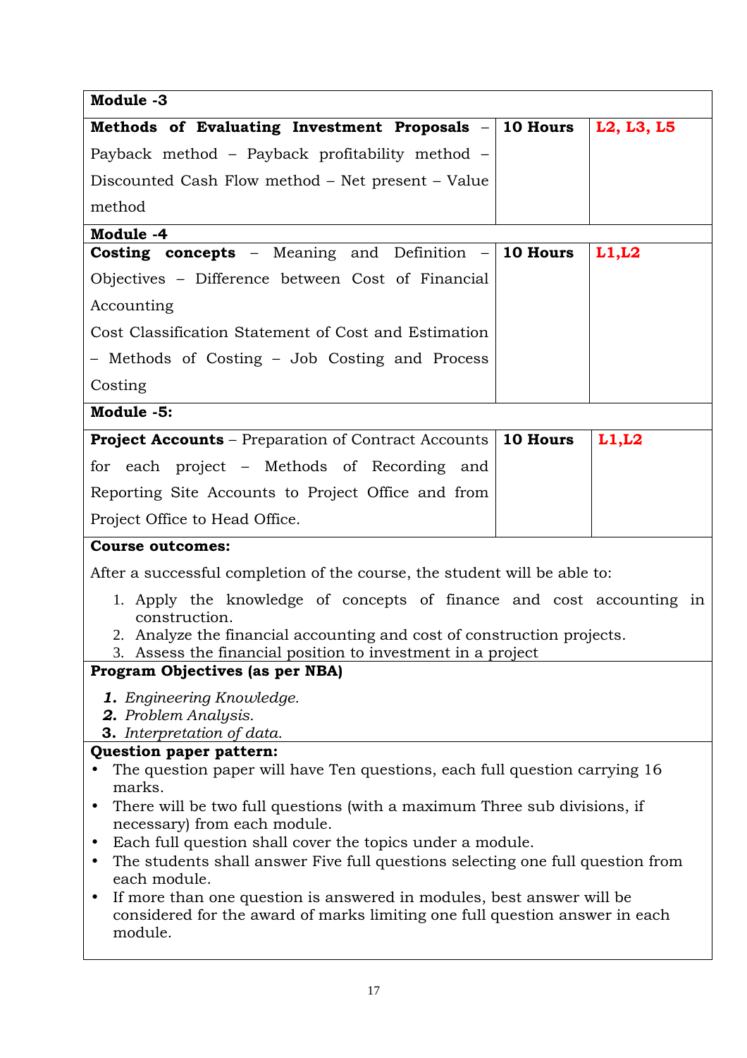| **Module -3** | | |
|---|---|---|
| **Methods of Evaluating Investment Proposals** – Payback method – Payback profitability method – Discounted Cash Flow method – Net present – Value method | **10 Hours** | **L2, L3, L5** |
| **Module -4** | | |
| **Costing concepts** – Meaning and Definition – Objectives – Difference between Cost of Financial Accounting<br>Cost Classification Statement of Cost and Estimation – Methods of Costing – Job Costing and Process Costing | **10 Hours** | **L1,L2** |
| **Module -5:** | | |
| **Project Accounts** – Preparation of Contract Accounts for each project – Methods of Recording and Reporting Site Accounts to Project Office and from Project Office to Head Office. | **10 Hours** | **L1,L2** |

**Course outcomes:**

After a successful completion of the course, the student will be able to:

1. Apply the knowledge of concepts of finance and cost accounting in construction.
2. Analyze the financial accounting and cost of construction projects.
3. Assess the financial position to investment in a project

**Program Objectives (as per NBA)**

1. *Engineering Knowledge.*
2. *Problem Analysis.*
3. *Interpretation of data.*

**Question paper pattern:**

- The question paper will have Ten questions, each full question carrying 16 marks.
- There will be two full questions (with a maximum Three sub divisions, if necessary) from each module.
- Each full question shall cover the topics under a module.
- The students shall answer Five full questions selecting one full question from each module.
- If more than one question is answered in modules, best answer will be considered for the award of marks limiting one full question answer in each module.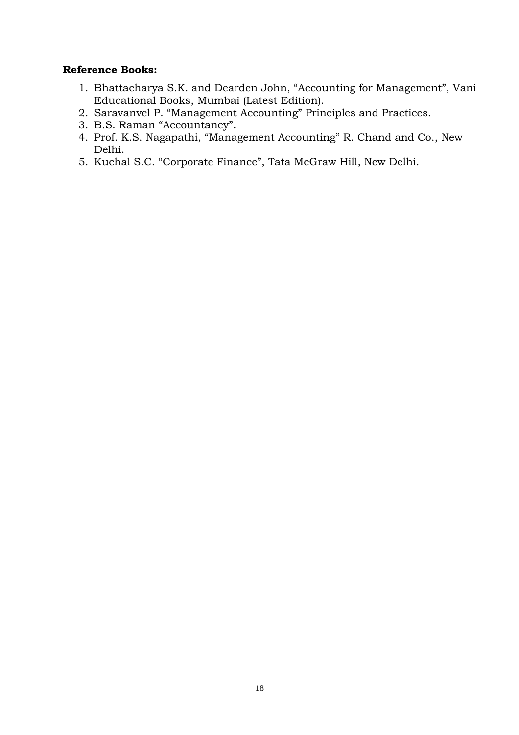**Reference Books:**

1. Bhattacharya S.K. and Dearden John, "Accounting for Management", Vani Educational Books, Mumbai (Latest Edition).
2. Saravanvel P. "Management Accounting" Principles and Practices.
3. B.S. Raman "Accountancy".
4. Prof. K.S. Nagapathi, "Management Accounting" R. Chand and Co., New Delhi.
5. Kuchal S.C. "Corporate Finance", Tata McGraw Hill, New Delhi.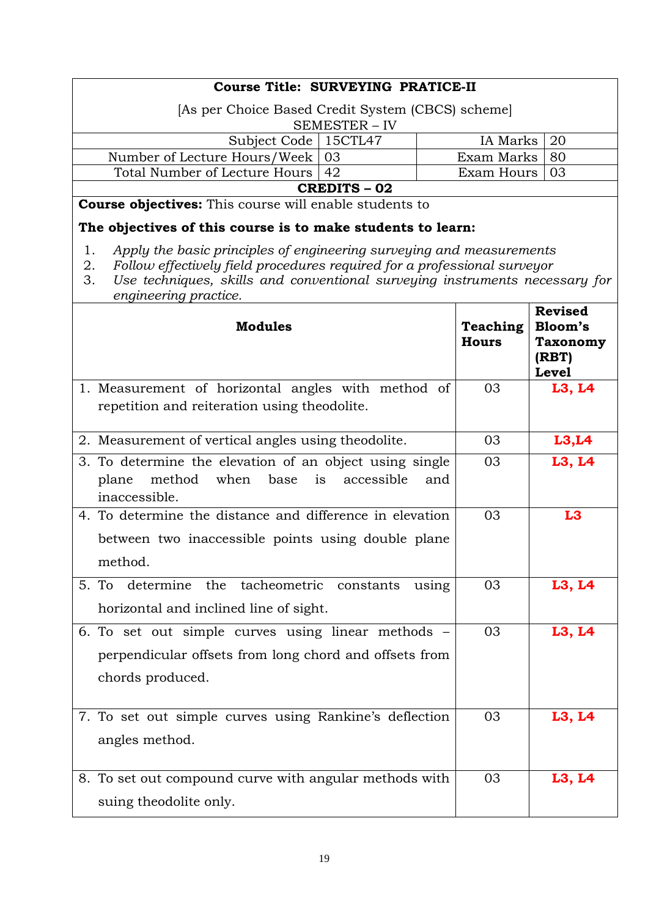**Course Title: SURVEYING PRATICE-II**

[As per Choice Based Credit System (CBCS) scheme]
SEMESTER – IV

| Subject Code | 15CTL47 | IA Marks | 20 |
|---|---|---|---|
| Number of Lecture Hours/Week | 03 | Exam Marks | 80 |
| Total Number of Lecture Hours | 42 | Exam Hours | 03 |

**CREDITS – 02**

**Course objectives:** This course will enable students to

**The objectives of this course is to make students to learn:**

1. *Apply the basic principles of engineering surveying and measurements*
2. *Follow effectively field procedures required for a professional surveyor*
3. *Use techniques, skills and conventional surveying instruments necessary for engineering practice.*

| Modules | Teaching Hours | Revised Bloom's Taxonomy (RBT) Level |
|---|---|---|
| 1. Measurement of horizontal angles with method of repetition and reiteration using theodolite. | 03 | L3, L4 |
| 2. Measurement of vertical angles using theodolite. | 03 | L3,L4 |
| 3. To determine the elevation of an object using single plane method when base is accessible and inaccessible. | 03 | L3, L4 |
| 4. To determine the distance and difference in elevation between two inaccessible points using double plane method. | 03 | L3 |
| 5. To determine the tacheometric constants using horizontal and inclined line of sight. | 03 | L3, L4 |
| 6. To set out simple curves using linear methods – perpendicular offsets from long chord and offsets from chords produced. | 03 | L3, L4 |
| 7. To set out simple curves using Rankine's deflection angles method. | 03 | L3, L4 |
| 8. To set out compound curve with angular methods with suing theodolite only. | 03 | L3, L4 |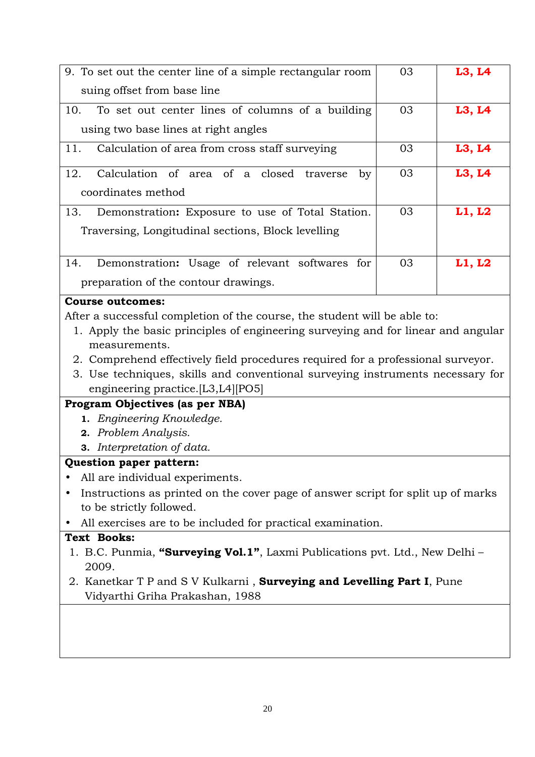| | | |
|---|---|---|
| 9. To set out the center line of a simple rectangular room suing offset from base line | 03 | **L3, L4** |
| 10. To set out center lines of columns of a building using two base lines at right angles | 03 | **L3, L4** |
| 11. Calculation of area from cross staff surveying | 03 | **L3, L4** |
| 12. Calculation of area of a closed traverse by coordinates method | 03 | **L3, L4** |
| 13. Demonstration**:** Exposure to use of Total Station. Traversing, Longitudinal sections, Block levelling | 03 | **L1, L2** |
| 14. Demonstration**:** Usage of relevant softwares for preparation of the contour drawings. | 03 | **L1, L2** |

**Course outcomes:**

After a successful completion of the course, the student will be able to:

1. Apply the basic principles of engineering surveying and for linear and angular measurements.
2. Comprehend effectively field procedures required for a professional surveyor.
3. Use techniques, skills and conventional surveying instruments necessary for engineering practice.[L3,L4][PO5]

**Program Objectives (as per NBA)**

1. *Engineering Knowledge.*
2. *Problem Analysis.*
3. *Interpretation of data.*

**Question paper pattern:**

- All are individual experiments.
- Instructions as printed on the cover page of answer script for split up of marks to be strictly followed.
- All exercises are to be included for practical examination.

**Text Books:**

1. B.C. Punmia, **"Surveying Vol.1"**, Laxmi Publications pvt. Ltd., New Delhi – 2009.
2. Kanetkar T P and S V Kulkarni , **Surveying and Levelling Part I**, Pune Vidyarthi Griha Prakashan, 1988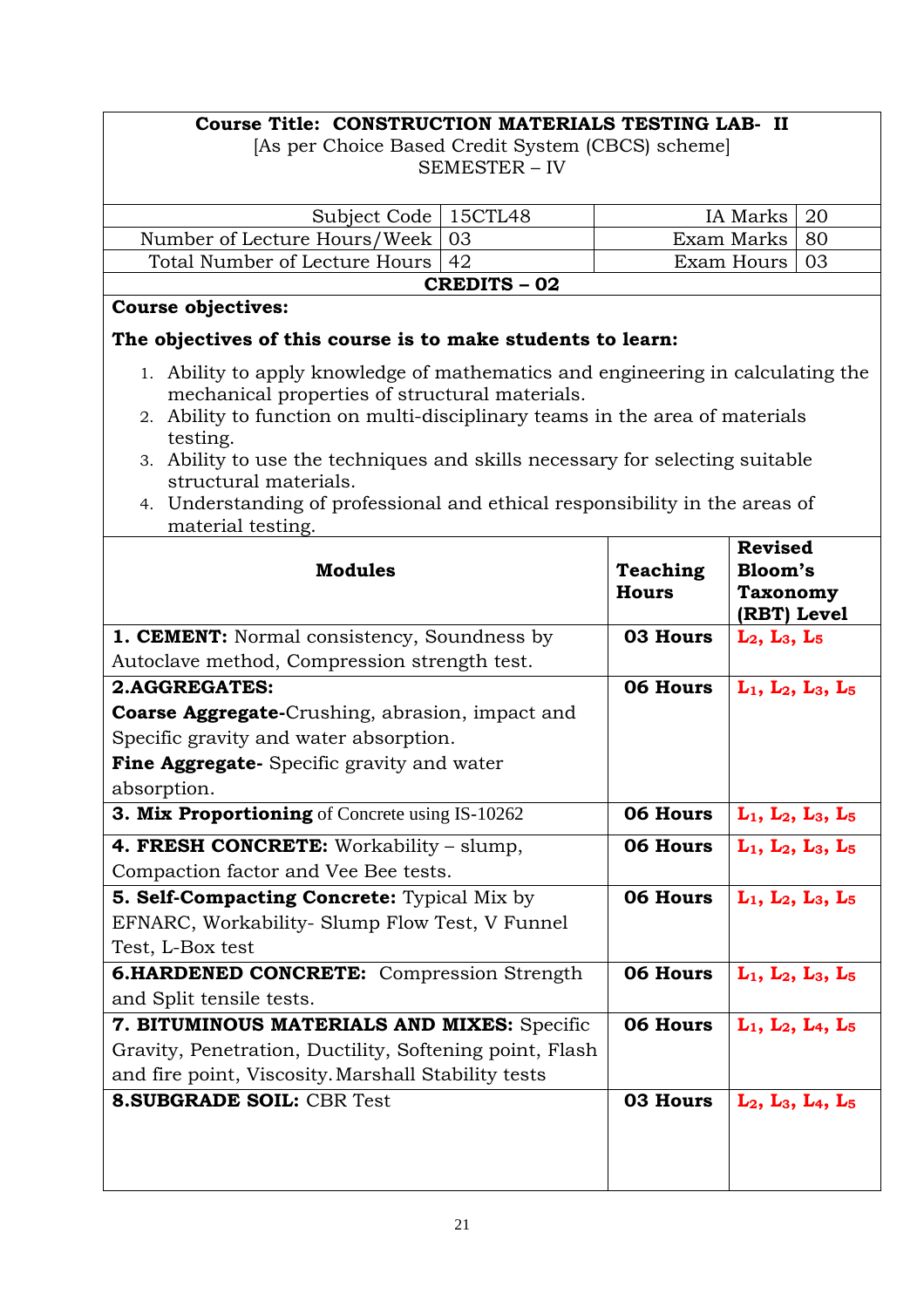**Course Title: CONSTRUCTION MATERIALS TESTING LAB- II**
[As per Choice Based Credit System (CBCS) scheme]
SEMESTER – IV

| Subject Code | 15CTL48 | IA Marks | 20 |
|---|---|---|---|
| Number of Lecture Hours/Week | 03 | Exam Marks | 80 |
| Total Number of Lecture Hours | 42 | Exam Hours | 03 |

**CREDITS – 02**

**Course objectives:**

**The objectives of this course is to make students to learn:**

1. Ability to apply knowledge of mathematics and engineering in calculating the mechanical properties of structural materials.
2. Ability to function on multi-disciplinary teams in the area of materials testing.
3. Ability to use the techniques and skills necessary for selecting suitable structural materials.
4. Understanding of professional and ethical responsibility in the areas of material testing.

| Modules | Teaching Hours | Revised Bloom's Taxonomy (RBT) Level |
|---|---|---|
| **1. CEMENT:** Normal consistency, Soundness by Autoclave method, Compression strength test. | **03 Hours** | $L_2$, $L_3$, $L_5$ |
| **2.AGGREGATES:** **Coarse Aggregate**-Crushing, abrasion, impact and Specific gravity and water absorption. **Fine Aggregate-** Specific gravity and water absorption. | **06 Hours** | $L_1$, $L_2$, $L_3$, $L_5$ |
| **3. Mix Proportioning** of Concrete using IS-10262 | **06 Hours** | $L_1$, $L_2$, $L_3$, $L_5$ |
| **4. FRESH CONCRETE:** Workability – slump, Compaction factor and Vee Bee tests. | **06 Hours** | $L_1$, $L_2$, $L_3$, $L_5$ |
| **5. Self-Compacting Concrete:** Typical Mix by EFNARC, Workability- Slump Flow Test, V Funnel Test, L-Box test | **06 Hours** | $L_1$, $L_2$, $L_3$, $L_5$ |
| **6.HARDENED CONCRETE:** Compression Strength and Split tensile tests. | **06 Hours** | $L_1$, $L_2$, $L_3$, $L_5$ |
| **7. BITUMINOUS MATERIALS AND MIXES:** Specific Gravity, Penetration, Ductility, Softening point, Flash and fire point, Viscosity. Marshall Stability tests | **06 Hours** | $L_1$, $L_2$, $L_4$, $L_5$ |
| **8.SUBGRADE SOIL:** CBR Test | **03 Hours** | $L_2$, $L_3$, $L_4$, $L_5$ |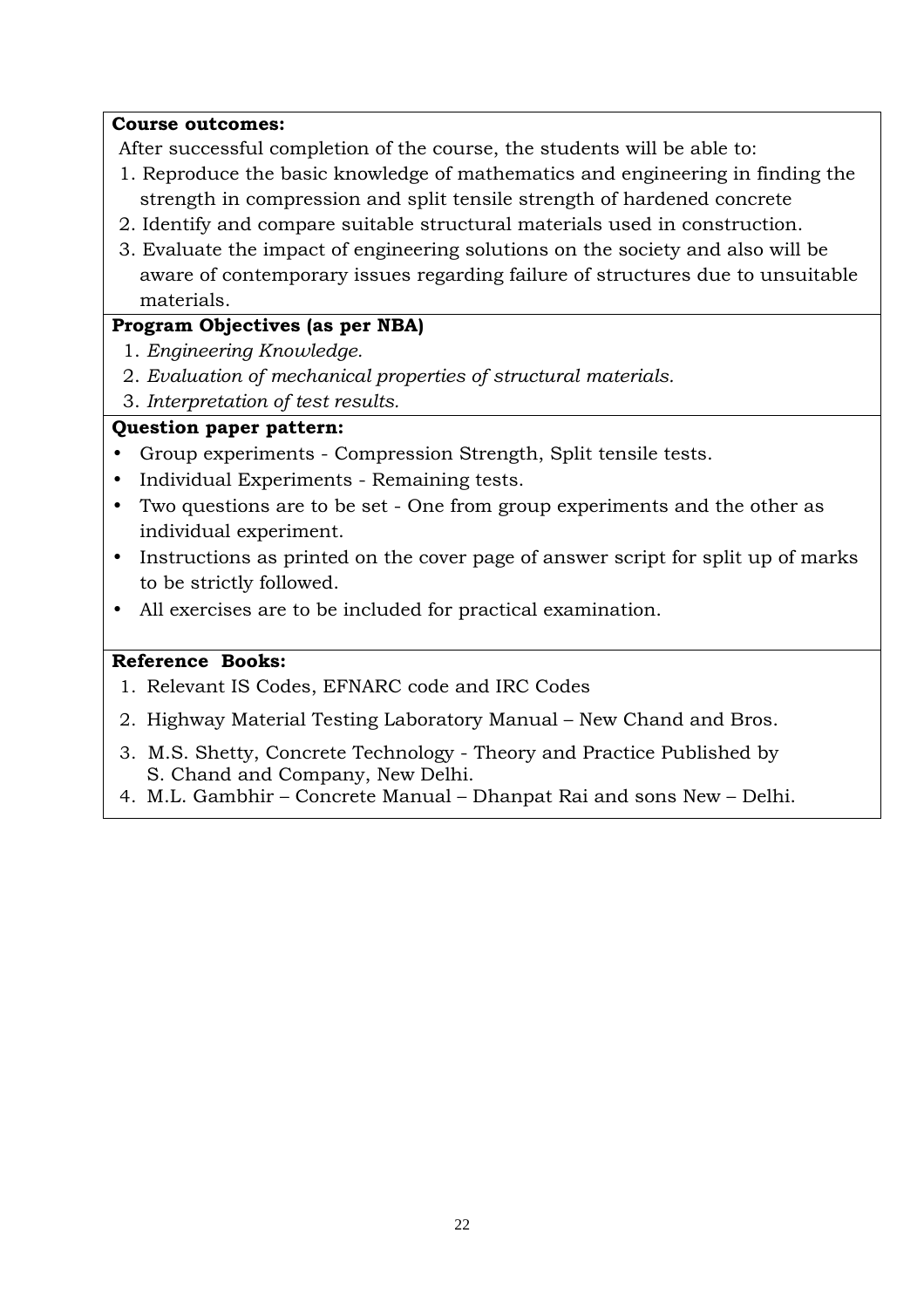**Course outcomes:**

After successful completion of the course, the students will be able to:

1. Reproduce the basic knowledge of mathematics and engineering in finding the strength in compression and split tensile strength of hardened concrete
2. Identify and compare suitable structural materials used in construction.
3. Evaluate the impact of engineering solutions on the society and also will be aware of contemporary issues regarding failure of structures due to unsuitable materials.

**Program Objectives (as per NBA)**

1. *Engineering Knowledge.*
2. *Evaluation of mechanical properties of structural materials.*
3. *Interpretation of test results.*

**Question paper pattern:**

- Group experiments - Compression Strength, Split tensile tests.
- Individual Experiments - Remaining tests.
- Two questions are to be set - One from group experiments and the other as individual experiment.
- Instructions as printed on the cover page of answer script for split up of marks to be strictly followed.
- All exercises are to be included for practical examination.

**Reference Books:**

1. Relevant IS Codes, EFNARC code and IRC Codes
2. Highway Material Testing Laboratory Manual – New Chand and Bros.
3. M.S. Shetty, Concrete Technology - Theory and Practice Published by S. Chand and Company, New Delhi.
4. M.L. Gambhir – Concrete Manual – Dhanpat Rai and sons New – Delhi.